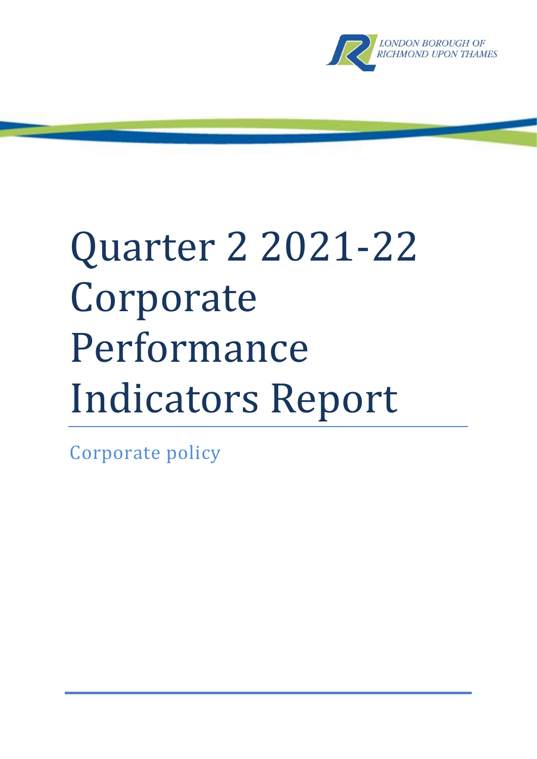LONDON BOROUGH OF RICHMOND UPON THAMES

# Quarter 2 2021-22 Corporate Performance Indicators Report

Corporate policy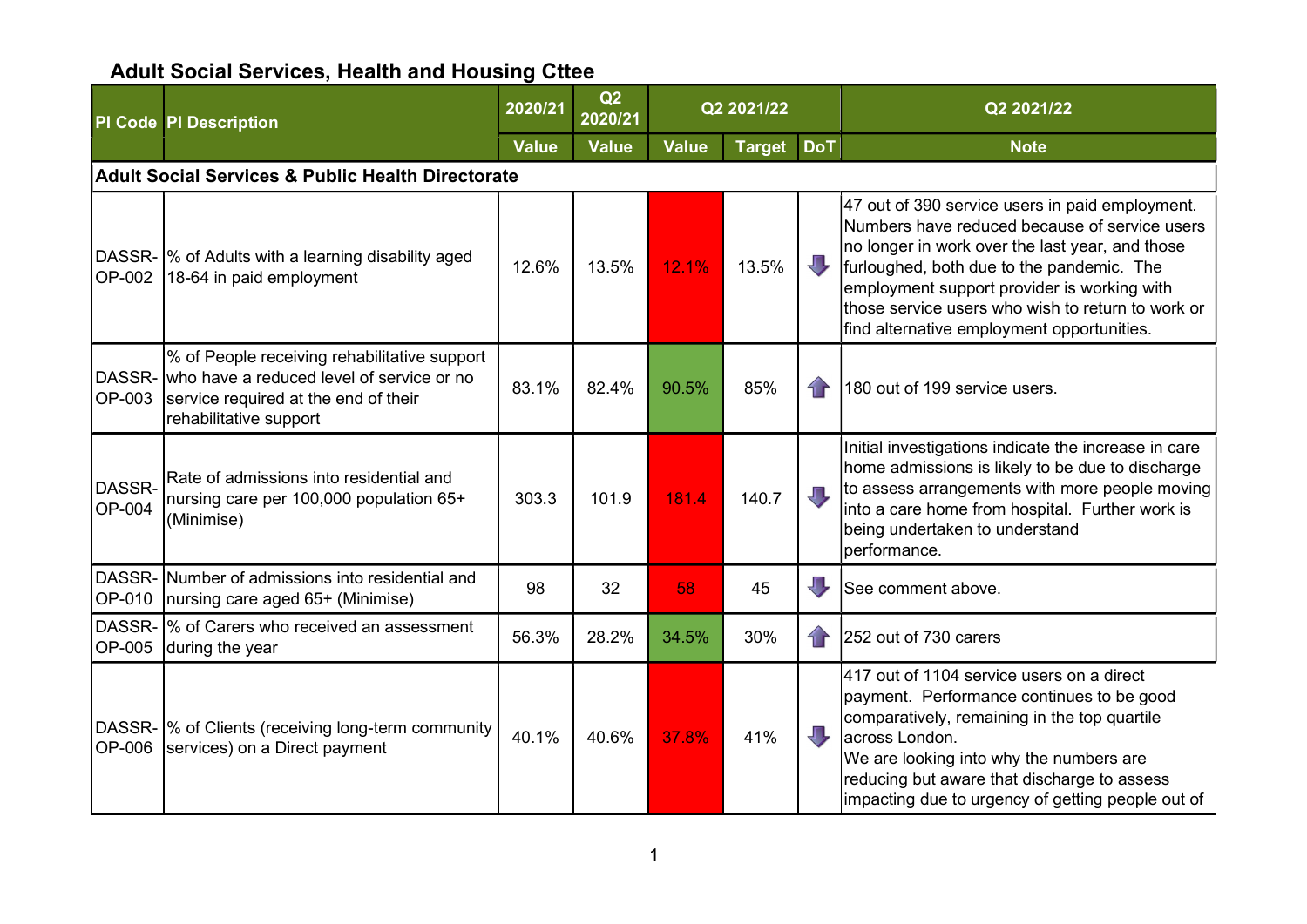## Adult Social Services, Health and Housing Cttee

| PI Code | PI Description | 2020/21 | Q2 2020/21 | Q2 2021/22 | | | Q2 2021/22 |
|---|---|---|---|---|---|---|---|
| | | Value | Value | Value | Target | DoT | Note |
| **Adult Social Services & Public Health Directorate** | | | | | | | |
| DASSR-OP-002 | % of Adults with a learning disability aged 18-64 in paid employment | 12.6% | 13.5% | 12.1% | 13.5% | ⬇ | 47 out of 390 service users in paid employment. Numbers have reduced because of service users no longer in work over the last year, and those furloughed, both due to the pandemic. The employment support provider is working with those service users who wish to return to work or find alternative employment opportunities. |
| DASSR-OP-003 | % of People receiving rehabilitative support who have a reduced level of service or no service required at the end of their rehabilitative support | 83.1% | 82.4% | 90.5% | 85% | ⬆ | 180 out of 199 service users. |
| DASSR-OP-004 | Rate of admissions into residential and nursing care per 100,000 population 65+ (Minimise) | 303.3 | 101.9 | 181.4 | 140.7 | ⬇ | Initial investigations indicate the increase in care home admissions is likely to be due to discharge to assess arrangements with more people moving into a care home from hospital. Further work is being undertaken to understand performance. |
| DASSR-OP-010 | Number of admissions into residential and nursing care aged 65+ (Minimise) | 98 | 32 | 58 | 45 | ⬇ | See comment above. |
| DASSR-OP-005 | % of Carers who received an assessment during the year | 56.3% | 28.2% | 34.5% | 30% | ⬆ | 252 out of 730 carers |
| DASSR-OP-006 | % of Clients (receiving long-term community services) on a Direct payment | 40.1% | 40.6% | 37.8% | 41% | ⬇ | 417 out of 1104 service users on a direct payment. Performance continues to be good comparatively, remaining in the top quartile across London. We are looking into why the numbers are reducing but aware that discharge to assess impacting due to urgency of getting people out of |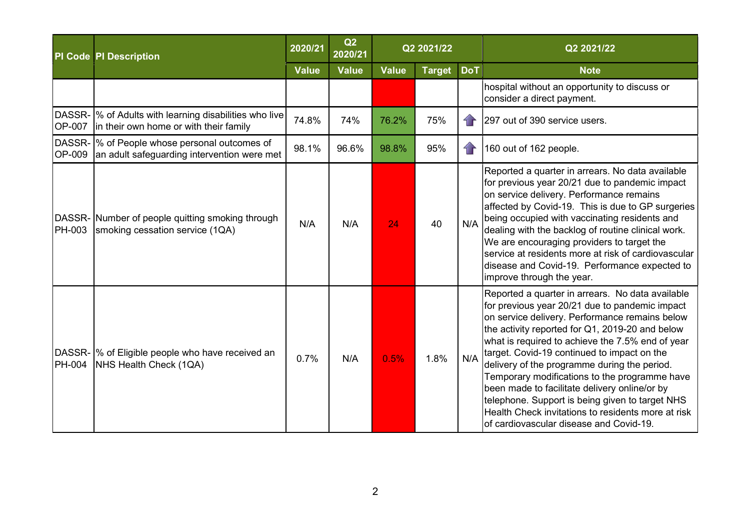| PI Code | PI Description | 2020/21 | Q2 2020/21 | Q2 2021/22 | | | Q2 2021/22 |
|---|---|---|---|---|---|---|---|
| | | Value | Value | Value | Target | DoT | Note |
| | | | | | | | hospital without an opportunity to discuss or consider a direct payment. |
| DASSR-OP-007 | % of Adults with learning disabilities who live in their own home or with their family | 74.8% | 74% | 76.2% | 75% | ⬆ | 297 out of 390 service users. |
| DASSR-OP-009 | % of People whose personal outcomes of an adult safeguarding intervention were met | 98.1% | 96.6% | 98.8% | 95% | ⬆ | 160 out of 162 people. |
| DASSR-PH-003 | Number of people quitting smoking through smoking cessation service (1QA) | N/A | N/A | 24 | 40 | N/A | Reported a quarter in arrears. No data available for previous year 20/21 due to pandemic impact on service delivery. Performance remains affected by Covid-19. This is due to GP surgeries being occupied with vaccinating residents and dealing with the backlog of routine clinical work. We are encouraging providers to target the service at residents more at risk of cardiovascular disease and Covid-19. Performance expected to improve through the year. |
| DASSR-PH-004 | % of Eligible people who have received an NHS Health Check (1QA) | 0.7% | N/A | 0.5% | 1.8% | N/A | Reported a quarter in arrears. No data available for previous year 20/21 due to pandemic impact on service delivery. Performance remains below the activity reported for Q1, 2019-20 and below what is required to achieve the 7.5% end of year target. Covid-19 continued to impact on the delivery of the programme during the period. Temporary modifications to the programme have been made to facilitate delivery online/or by telephone. Support is being given to target NHS Health Check invitations to residents more at risk of cardiovascular disease and Covid-19. |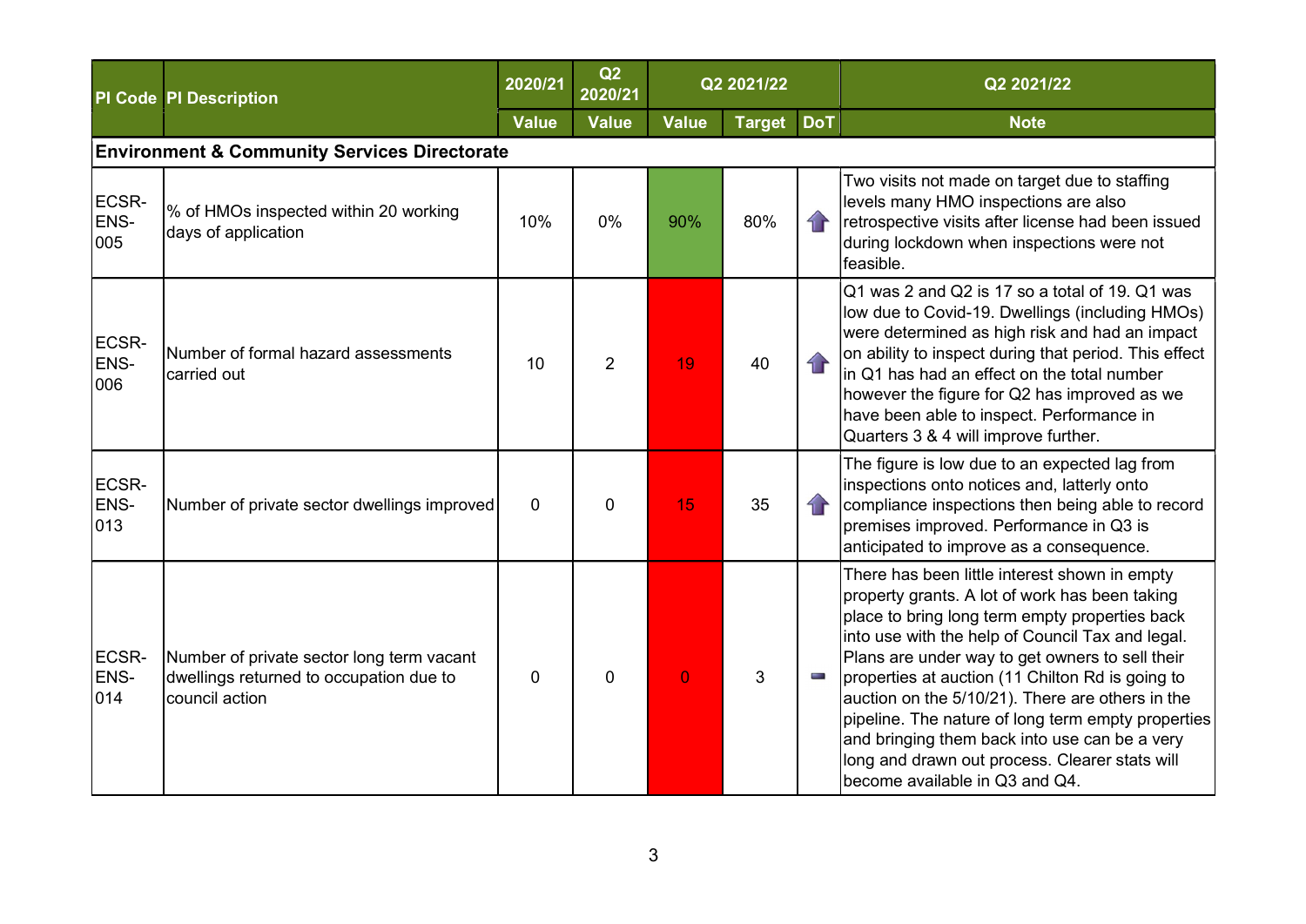| PI Code | PI Description | 2020/21 | Q2 2020/21 | Q2 2021/22 | | | Q2 2021/22 |
|---|---|---|---|---|---|---|---|
| | | Value | Value | Value | Target | DoT | Note |
| **Environment & Community Services Directorate** | | | | | | | |
| ECSR-ENS-005 | % of HMOs inspected within 20 working days of application | 10% | 0% | 90% | 80% | ⇧ | Two visits not made on target due to staffing levels many HMO inspections are also retrospective visits after license had been issued during lockdown when inspections were not feasible. |
| ECSR-ENS-006 | Number of formal hazard assessments carried out | 10 | 2 | 19 | 40 | ⇧ | Q1 was 2 and Q2 is 17 so a total of 19. Q1 was low due to Covid-19. Dwellings (including HMOs) were determined as high risk and had an impact on ability to inspect during that period. This effect in Q1 has had an effect on the total number however the figure for Q2 has improved as we have been able to inspect. Performance in Quarters 3 & 4 will improve further. |
| ECSR-ENS-013 | Number of private sector dwellings improved | 0 | 0 | 15 | 35 | ⇧ | The figure is low due to an expected lag from inspections onto notices and, latterly onto compliance inspections then being able to record premises improved. Performance in Q3 is anticipated to improve as a consequence. |
| ECSR-ENS-014 | Number of private sector long term vacant dwellings returned to occupation due to council action | 0 | 0 | 0 | 3 | ▬ | There has been little interest shown in empty property grants. A lot of work has been taking place to bring long term empty properties back into use with the help of Council Tax and legal. Plans are under way to get owners to sell their properties at auction (11 Chilton Rd is going to auction on the 5/10/21). There are others in the pipeline. The nature of long term empty properties and bringing them back into use can be a very long and drawn out process. Clearer stats will become available in Q3 and Q4. |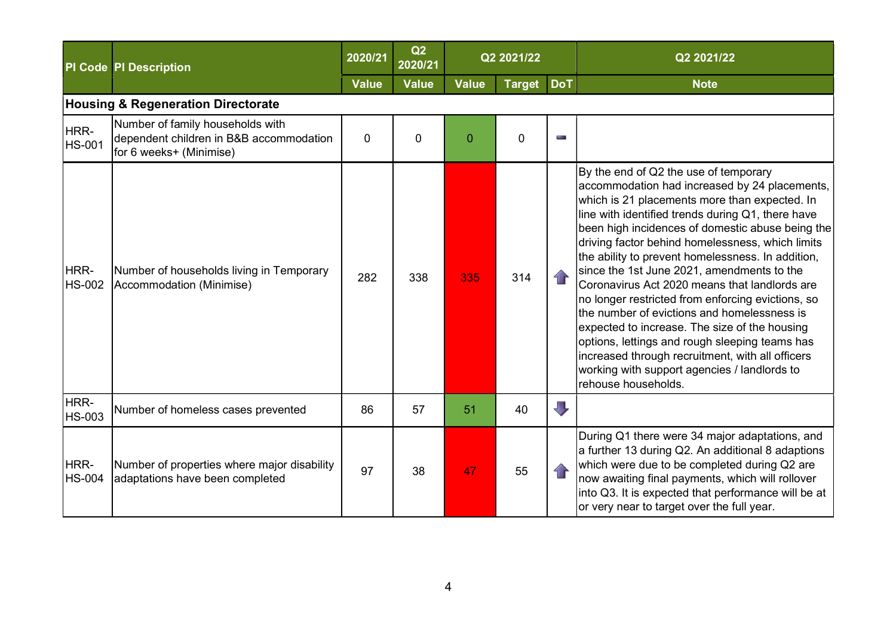| PI Code | PI Description | 2020/21 | Q2 2020/21 | Q2 2021/22 | | | Q2 2021/22 |
|---|---|---|---|---|---|---|---|
| | | Value | Value | Value | Target | DoT | Note |
| **Housing & Regeneration Directorate** | | | | | | | |
| HRR-HS-001 | Number of family households with dependent children in B&B accommodation for 6 weeks+ (Minimise) | 0 | 0 | 0 | 0 | ▬ | |
| HRR-HS-002 | Number of households living in Temporary Accommodation (Minimise) | 282 | 338 | 335 | 314 | ⇧ | By the end of Q2 the use of temporary accommodation had increased by 24 placements, which is 21 placements more than expected. In line with identified trends during Q1, there have been high incidences of domestic abuse being the driving factor behind homelessness, which limits the ability to prevent homelessness. In addition, since the 1st June 2021, amendments to the Coronavirus Act 2020 means that landlords are no longer restricted from enforcing evictions, so the number of evictions and homelessness is expected to increase. The size of the housing options, lettings and rough sleeping teams has increased through recruitment, with all officers working with support agencies / landlords to rehouse households. |
| HRR-HS-003 | Number of homeless cases prevented | 86 | 57 | 51 | 40 | ⇩ | |
| HRR-HS-004 | Number of properties where major disability adaptations have been completed | 97 | 38 | 47 | 55 | ⇧ | During Q1 there were 34 major adaptations, and a further 13 during Q2. An additional 8 adaptions which were due to be completed during Q2 are now awaiting final payments, which will rollover into Q3. It is expected that performance will be at or very near to target over the full year. |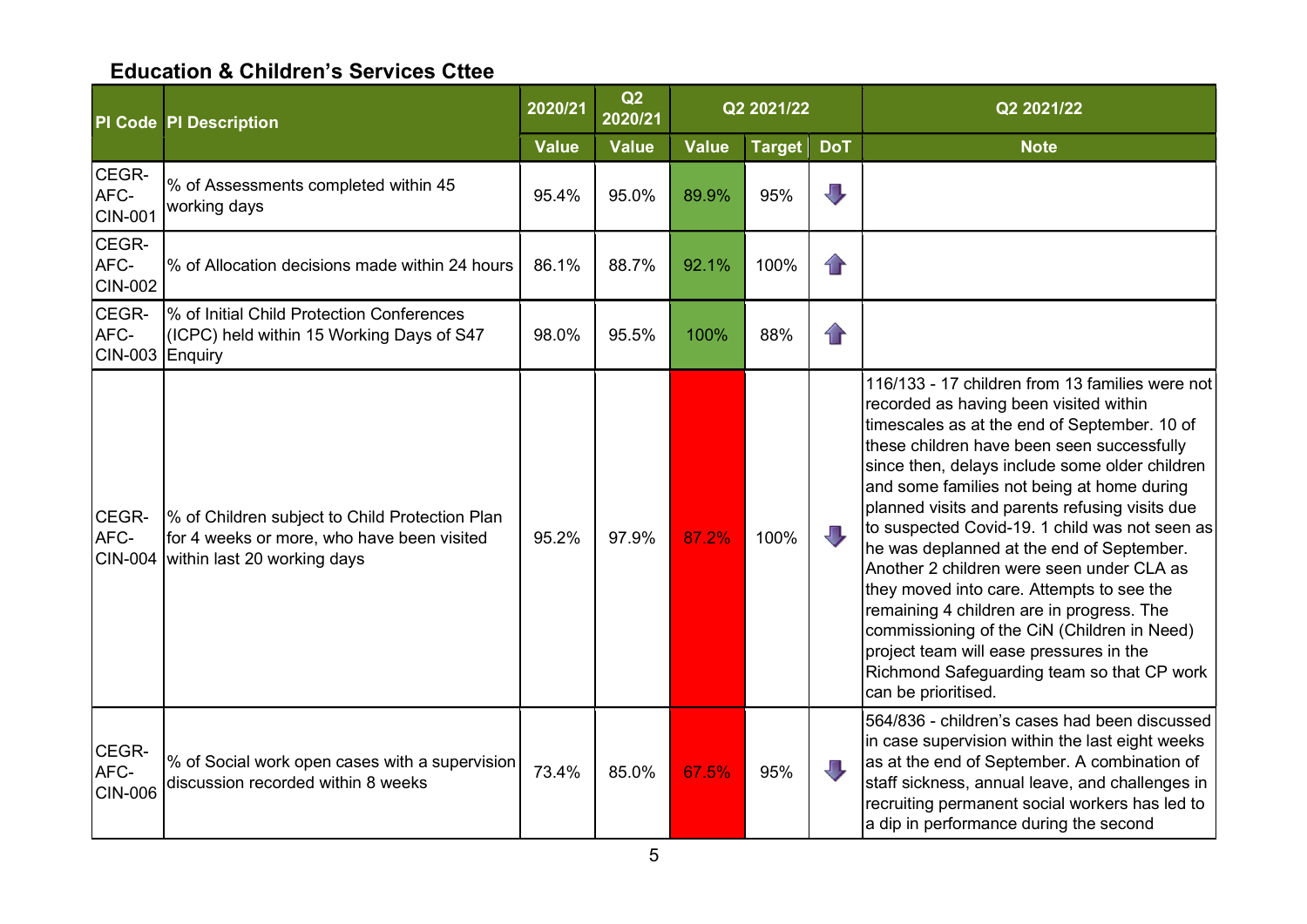## Education & Children's Services Cttee

| PI Code | PI Description | 2020/21 | Q2 2020/21 | Q2 2021/22 | | | Q2 2021/22 |
|---|---|---|---|---|---|---|---|
| | | Value | Value | Value | Target | DoT | Note |
| CEGR-AFC-CIN-001 | % of Assessments completed within 45 working days | 95.4% | 95.0% | 89.9% | 95% | ⬇ | |
| CEGR-AFC-CIN-002 | % of Allocation decisions made within 24 hours | 86.1% | 88.7% | 92.1% | 100% | ⬆ | |
| CEGR-AFC-CIN-003 | % of Initial Child Protection Conferences (ICPC) held within 15 Working Days of S47 Enquiry | 98.0% | 95.5% | 100% | 88% | ⬆ | |
| CEGR-AFC-CIN-004 | % of Children subject to Child Protection Plan for 4 weeks or more, who have been visited within last 20 working days | 95.2% | 97.9% | 87.2% | 100% | ⬇ | 116/133 - 17 children from 13 families were not recorded as having been visited within timescales as at the end of September. 10 of these children have been seen successfully since then, delays include some older children and some families not being at home during planned visits and parents refusing visits due to suspected Covid-19. 1 child was not seen as he was deplanned at the end of September. Another 2 children were seen under CLA as they moved into care. Attempts to see the remaining 4 children are in progress. The commissioning of the CiN (Children in Need) project team will ease pressures in the Richmond Safeguarding team so that CP work can be prioritised. |
| CEGR-AFC-CIN-006 | % of Social work open cases with a supervision discussion recorded within 8 weeks | 73.4% | 85.0% | 67.5% | 95% | ⬇ | 564/836 - children's cases had been discussed in case supervision within the last eight weeks as at the end of September. A combination of staff sickness, annual leave, and challenges in recruiting permanent social workers has led to a dip in performance during the second |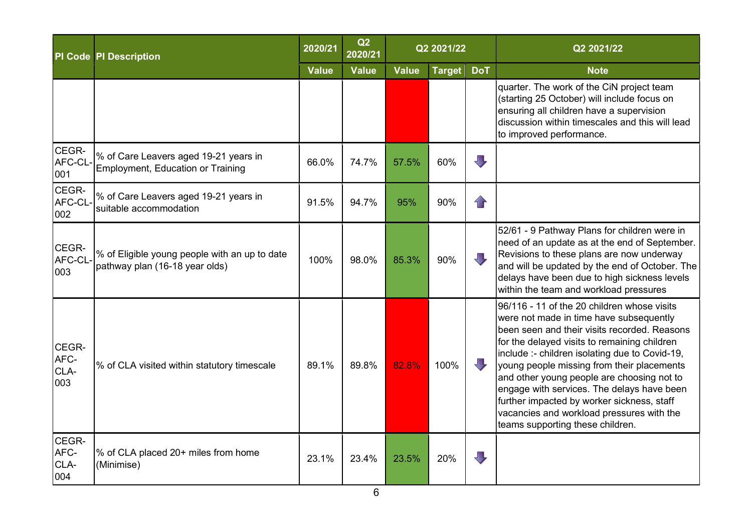| PI Code | PI Description | 2020/21 | Q2 2020/21 | Q2 2021/22 | | | Q2 2021/22 |
|---|---|---|---|---|---|---|---|
| | | Value | Value | Value | Target | DoT | Note |
| | | | | | | | quarter. The work of the CiN project team (starting 25 October) will include focus on ensuring all children have a supervision discussion within timescales and this will lead to improved performance. |
| CEGR-AFC-CL-001 | % of Care Leavers aged 19-21 years in Employment, Education or Training | 66.0% | 74.7% | 57.5% | 60% | ⬇ | |
| CEGR-AFC-CL-002 | % of Care Leavers aged 19-21 years in suitable accommodation | 91.5% | 94.7% | 95% | 90% | ⬆ | |
| CEGR-AFC-CL-003 | % of Eligible young people with an up to date pathway plan (16-18 year olds) | 100% | 98.0% | 85.3% | 90% | ⬇ | 52/61 - 9 Pathway Plans for children were in need of an update as at the end of September. Revisions to these plans are now underway and will be updated by the end of October. The delays have been due to high sickness levels within the team and workload pressures |
| CEGR-AFC-CLA-003 | % of CLA visited within statutory timescale | 89.1% | 89.8% | 82.8% | 100% | ⬇ | 96/116 - 11 of the 20 children whose visits were not made in time have subsequently been seen and their visits recorded. Reasons for the delayed visits to remaining children include :- children isolating due to Covid-19, young people missing from their placements and other young people are choosing not to engage with services. The delays have been further impacted by worker sickness, staff vacancies and workload pressures with the teams supporting these children. |
| CEGR-AFC-CLA-004 | % of CLA placed 20+ miles from home (Minimise) | 23.1% | 23.4% | 23.5% | 20% | ⬇ | |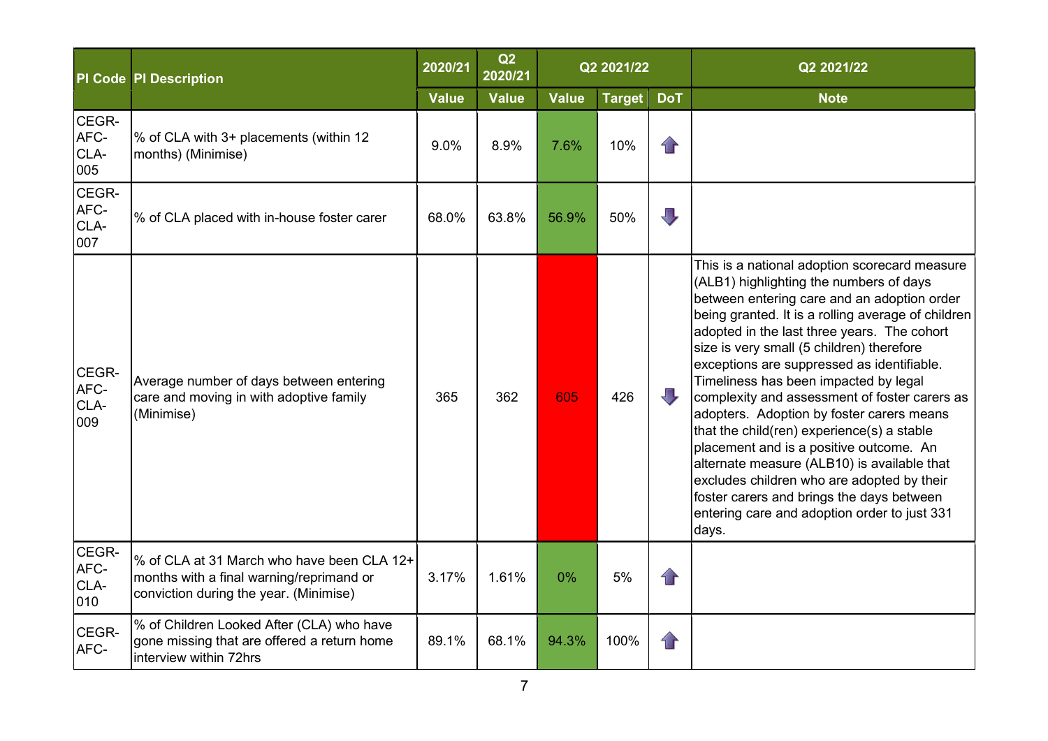| PI Code | PI Description | 2020/21 | Q2 2020/21 | Q2 2021/22 | | | Q2 2021/22 |
|---|---|---|---|---|---|---|---|
| | | Value | Value | Value | Target | DoT | Note |
| CEGR-AFC-CLA-005 | % of CLA with 3+ placements (within 12 months) (Minimise) | 9.0% | 8.9% | 7.6% | 10% | ⬆ | |
| CEGR-AFC-CLA-007 | % of CLA placed with in-house foster carer | 68.0% | 63.8% | 56.9% | 50% | ⬇ | |
| CEGR-AFC-CLA-009 | Average number of days between entering care and moving in with adoptive family (Minimise) | 365 | 362 | 605 | 426 | ⬇ | This is a national adoption scorecard measure (ALB1) highlighting the numbers of days between entering care and an adoption order being granted. It is a rolling average of children adopted in the last three years. The cohort size is very small (5 children) therefore exceptions are suppressed as identifiable. Timeliness has been impacted by legal complexity and assessment of foster carers as adopters. Adoption by foster carers means that the child(ren) experience(s) a stable placement and is a positive outcome. An alternate measure (ALB10) is available that excludes children who are adopted by their foster carers and brings the days between entering care and adoption order to just 331 days. |
| CEGR-AFC-CLA-010 | % of CLA at 31 March who have been CLA 12+ months with a final warning/reprimand or conviction during the year. (Minimise) | 3.17% | 1.61% | 0% | 5% | ⬆ | |
| CEGR-AFC- | % of Children Looked After (CLA) who have gone missing that are offered a return home interview within 72hrs | 89.1% | 68.1% | 94.3% | 100% | ⬆ | |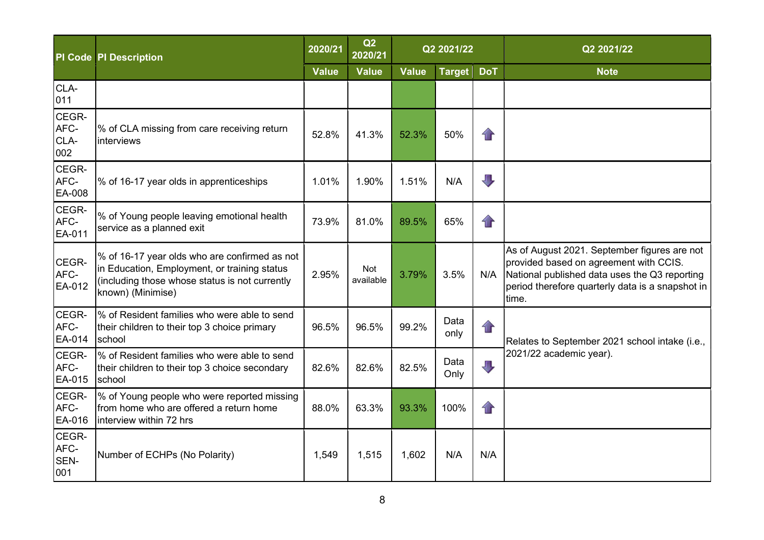| PI Code | PI Description | 2020/21 | Q2 2020/21 | Q2 2021/22 | | | Q2 2021/22 |
|---|---|---|---|---|---|---|---|
| | | Value | Value | Value | Target | DoT | Note |
| CLA-011 | | | | | | | |
| CEGR-AFC-CLA-002 | % of CLA missing from care receiving return interviews | 52.8% | 41.3% | 52.3% | 50% | ↑ | |
| CEGR-AFC-EA-008 | % of 16-17 year olds in apprenticeships | 1.01% | 1.90% | 1.51% | N/A | ↓ | |
| CEGR-AFC-EA-011 | % of Young people leaving emotional health service as a planned exit | 73.9% | 81.0% | 89.5% | 65% | ↑ | |
| CEGR-AFC-EA-012 | % of 16-17 year olds who are confirmed as not in Education, Employment, or training status (including those whose status is not currently known) (Minimise) | 2.95% | Not available | 3.79% | 3.5% | N/A | As of August 2021. September figures are not provided based on agreement with CCIS. National published data uses the Q3 reporting period therefore quarterly data is a snapshot in time. |
| CEGR-AFC-EA-014 | % of Resident families who were able to send their children to their top 3 choice primary school | 96.5% | 96.5% | 99.2% | Data only | ↑ | Relates to September 2021 school intake (i.e., 2021/22 academic year). |
| CEGR-AFC-EA-015 | % of Resident families who were able to send their children to their top 3 choice secondary school | 82.6% | 82.6% | 82.5% | Data Only | ↓ | |
| CEGR-AFC-EA-016 | % of Young people who were reported missing from home who are offered a return home interview within 72 hrs | 88.0% | 63.3% | 93.3% | 100% | ↑ | |
| CEGR-AFC-SEN-001 | Number of ECHPs (No Polarity) | 1,549 | 1,515 | 1,602 | N/A | N/A | |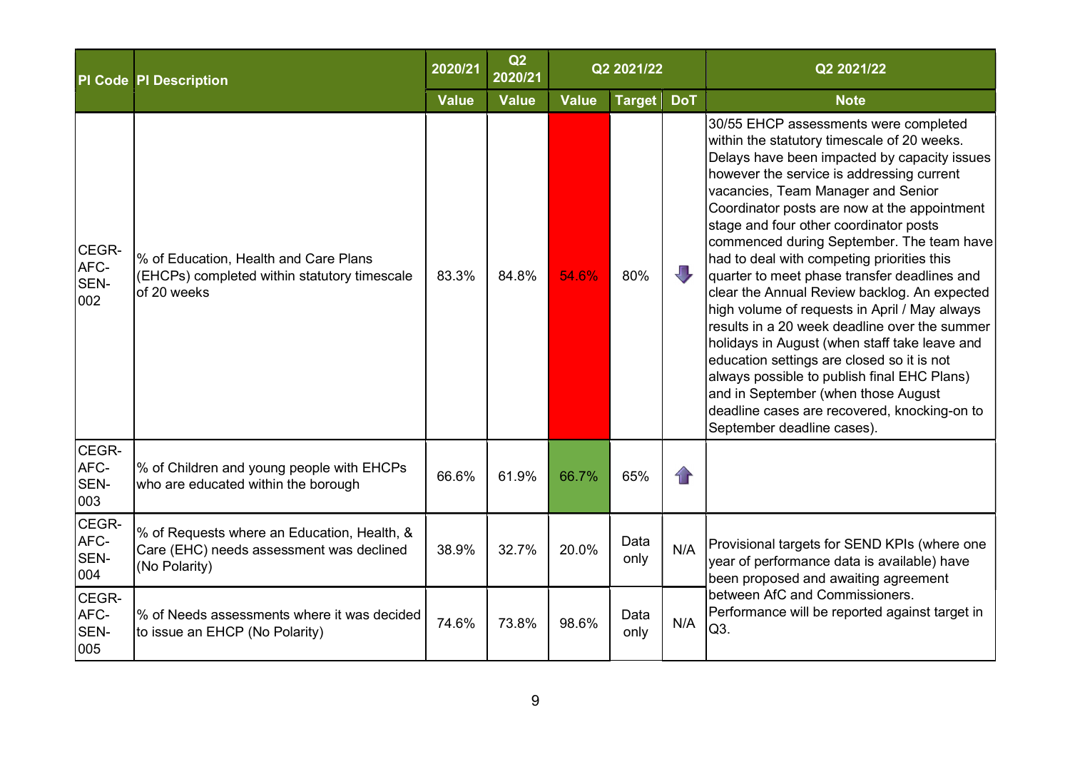| PI Code | PI Description | 2020/21 | Q2 2020/21 | Q2 2021/22 | | | Q2 2021/22 |
|---|---|---|---|---|---|---|---|
| | | Value | Value | Value | Target | DoT | Note |
| CEGR-AFC-SEN-002 | % of Education, Health and Care Plans (EHCPs) completed within statutory timescale of 20 weeks | 83.3% | 84.8% | 54.6% | 80% | ⬇ | 30/55 EHCP assessments were completed within the statutory timescale of 20 weeks. Delays have been impacted by capacity issues however the service is addressing current vacancies, Team Manager and Senior Coordinator posts are now at the appointment stage and four other coordinator posts commenced during September. The team have had to deal with competing priorities this quarter to meet phase transfer deadlines and clear the Annual Review backlog. An expected high volume of requests in April / May always results in a 20 week deadline over the summer holidays in August (when staff take leave and education settings are closed so it is not always possible to publish final EHC Plans) and in September (when those August deadline cases are recovered, knocking-on to September deadline cases). |
| CEGR-AFC-SEN-003 | % of Children and young people with EHCPs who are educated within the borough | 66.6% | 61.9% | 66.7% | 65% | ⬆ | |
| CEGR-AFC-SEN-004 | % of Requests where an Education, Health, & Care (EHC) needs assessment was declined (No Polarity) | 38.9% | 32.7% | 20.0% | Data only | N/A | Provisional targets for SEND KPIs (where one year of performance data is available) have been proposed and awaiting agreement between AfC and Commissioners. Performance will be reported against target in Q3. |
| CEGR-AFC-SEN-005 | % of Needs assessments where it was decided to issue an EHCP (No Polarity) | 74.6% | 73.8% | 98.6% | Data only | N/A | |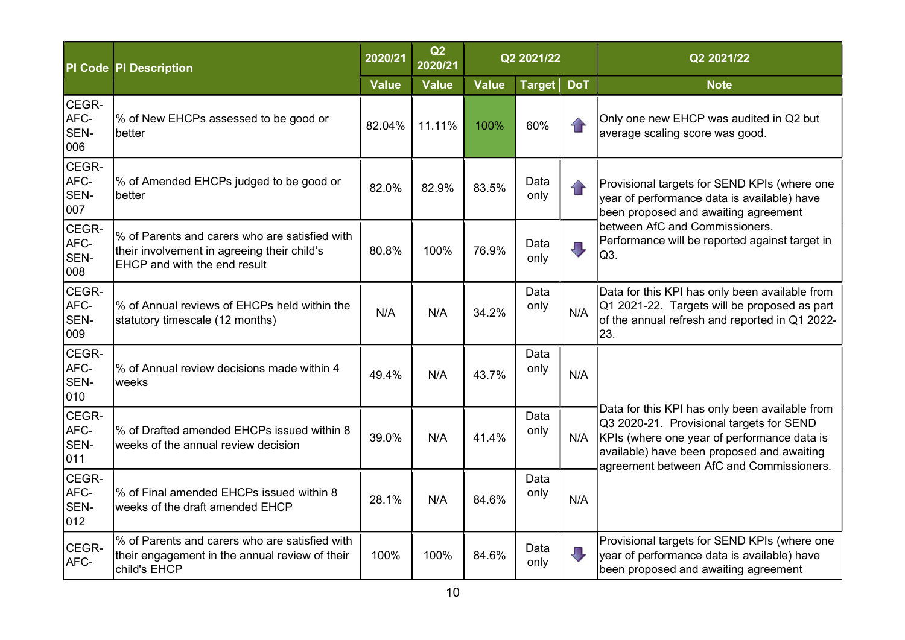| PI Code | PI Description | 2020/21 | Q2 2020/21 | Q2 2021/22 | | | Q2 2021/22 |
|---|---|---|---|---|---|---|---|
| | | Value | Value | Value | Target | DoT | Note |
| CEGR-AFC-SEN-006 | % of New EHCPs assessed to be good or better | 82.04% | 11.11% | 100% | 60% | ⇧ | Only one new EHCP was audited in Q2 but average scaling score was good. |
| CEGR-AFC-SEN-007 | % of Amended EHCPs judged to be good or better | 82.0% | 82.9% | 83.5% | Data only | ⇧ | Provisional targets for SEND KPIs (where one year of performance data is available) have been proposed and awaiting agreement between AfC and Commissioners. Performance will be reported against target in Q3. |
| CEGR-AFC-SEN-008 | % of Parents and carers who are satisfied with their involvement in agreeing their child's EHCP and with the end result | 80.8% | 100% | 76.9% | Data only | ⇩ | |
| CEGR-AFC-SEN-009 | % of Annual reviews of EHCPs held within the statutory timescale (12 months) | N/A | N/A | 34.2% | Data only | N/A | Data for this KPI has only been available from Q1 2021-22. Targets will be proposed as part of the annual refresh and reported in Q1 2022-23. |
| CEGR-AFC-SEN-010 | % of Annual review decisions made within 4 weeks | 49.4% | N/A | 43.7% | Data only | N/A | Data for this KPI has only been available from Q3 2020-21. Provisional targets for SEND KPIs (where one year of performance data is available) have been proposed and awaiting agreement between AfC and Commissioners. |
| CEGR-AFC-SEN-011 | % of Drafted amended EHCPs issued within 8 weeks of the annual review decision | 39.0% | N/A | 41.4% | Data only | N/A | |
| CEGR-AFC-SEN-012 | % of Final amended EHCPs issued within 8 weeks of the draft amended EHCP | 28.1% | N/A | 84.6% | Data only | N/A | |
| CEGR-AFC- | % of Parents and carers who are satisfied with their engagement in the annual review of their child's EHCP | 100% | 100% | 84.6% | Data only | ⇩ | Provisional targets for SEND KPIs (where one year of performance data is available) have been proposed and awaiting agreement |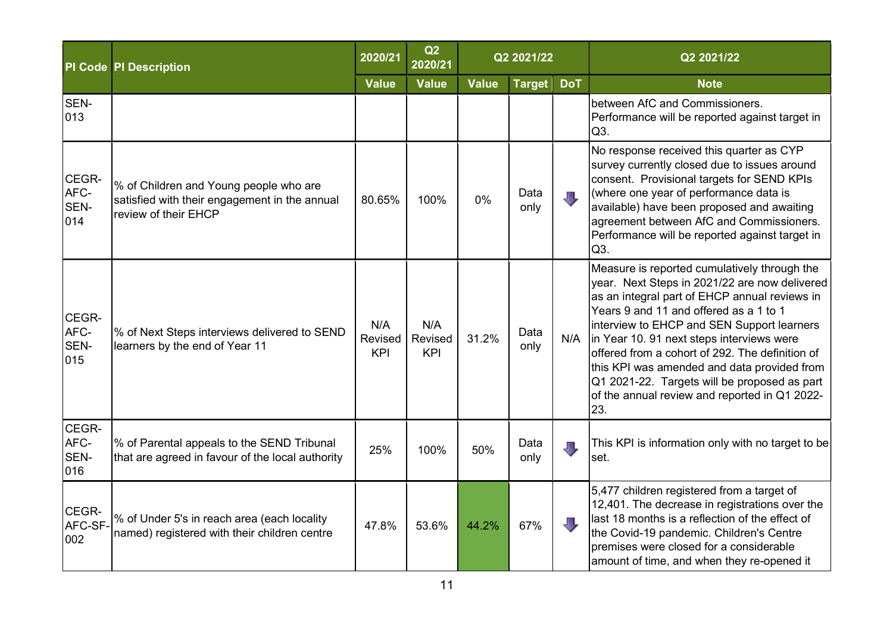| PI Code | PI Description | 2020/21 | Q2 2020/21 | Q2 2021/22 | | | Q2 2021/22 |
|---|---|---|---|---|---|---|---|
| | | Value | Value | Value | Target | DoT | Note |
| SEN-013 | | | | | | | between AfC and Commissioners. Performance will be reported against target in Q3. |
| CEGR-AFC-SEN-014 | % of Children and Young people who are satisfied with their engagement in the annual review of their EHCP | 80.65% | 100% | 0% | Data only | ⬇ | No response received this quarter as CYP survey currently closed due to issues around consent. Provisional targets for SEND KPIs (where one year of performance data is available) have been proposed and awaiting agreement between AfC and Commissioners. Performance will be reported against target in Q3. |
| CEGR-AFC-SEN-015 | % of Next Steps interviews delivered to SEND learners by the end of Year 11 | N/A Revised KPI | N/A Revised KPI | 31.2% | Data only | N/A | Measure is reported cumulatively through the year. Next Steps in 2021/22 are now delivered as an integral part of EHCP annual reviews in Years 9 and 11 and offered as a 1 to 1 interview to EHCP and SEN Support learners in Year 10. 91 next steps interviews were offered from a cohort of 292. The definition of this KPI was amended and data provided from Q1 2021-22. Targets will be proposed as part of the annual review and reported in Q1 2022-23. |
| CEGR-AFC-SEN-016 | % of Parental appeals to the SEND Tribunal that are agreed in favour of the local authority | 25% | 100% | 50% | Data only | ⬇ | This KPI is information only with no target to be set. |
| CEGR-AFC-SF-002 | % of Under 5's in reach area (each locality named) registered with their children centre | 47.8% | 53.6% | 44.2% | 67% | ⬇ | 5,477 children registered from a target of 12,401. The decrease in registrations over the last 18 months is a reflection of the effect of the Covid-19 pandemic. Children's Centre premises were closed for a considerable amount of time, and when they re-opened it |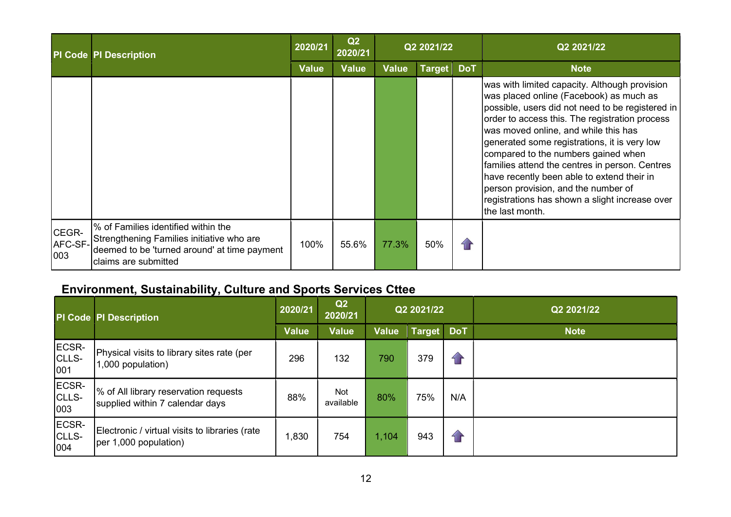| PI Code | PI Description | 2020/21 | Q2 2020/21 | Q2 2021/22 | | | Q2 2021/22 |
|---|---|---|---|---|---|---|---|
| | | Value | Value | Value | Target | DoT | Note |
| | | | | | | | was with limited capacity. Although provision was placed online (Facebook) as much as possible, users did not need to be registered in order to access this. The registration process was moved online, and while this has generated some registrations, it is very low compared to the numbers gained when families attend the centres in person. Centres have recently been able to extend their in person provision, and the number of registrations has shown a slight increase over the last month. |
| CEGR-AFC-SF-003 | % of Families identified within the Strengthening Families initiative who are deemed to be 'turned around' at time payment claims are submitted | 100% | 55.6% | 77.3% | 50% | ⇧ | |

## Environment, Sustainability, Culture and Sports Services Cttee

| PI Code | PI Description | 2020/21 | Q2 2020/21 | Q2 2021/22 | | | Q2 2021/22 |
|---|---|---|---|---|---|---|---|
| | | Value | Value | Value | Target | DoT | Note |
| ECSR-CLLS-001 | Physical visits to library sites rate (per 1,000 population) | 296 | 132 | 790 | 379 | ⇧ | |
| ECSR-CLLS-003 | % of All library reservation requests supplied within 7 calendar days | 88% | Not available | 80% | 75% | N/A | |
| ECSR-CLLS-004 | Electronic / virtual visits to libraries (rate per 1,000 population) | 1,830 | 754 | 1,104 | 943 | ⇧ | |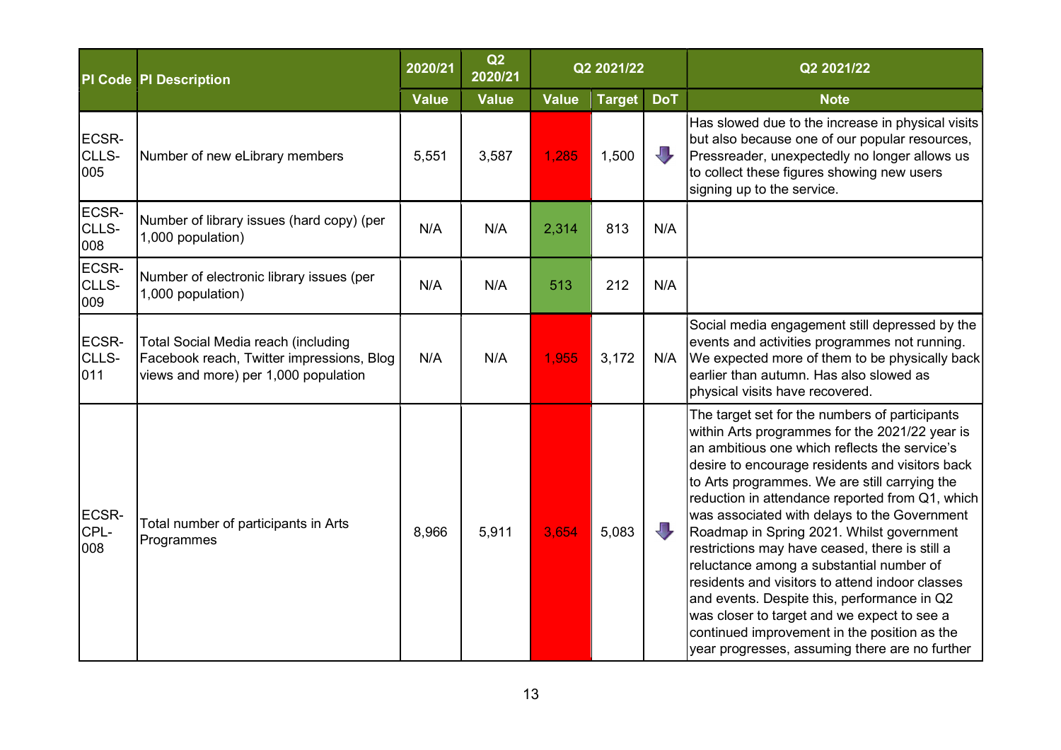| PI Code | PI Description | 2020/21 | Q2 2020/21 | Q2 2021/22 | | | Q2 2021/22 |
|---|---|---|---|---|---|---|---|
| | | Value | Value | Value | Target | DoT | Note |
| ECSR-CLLS-005 | Number of new eLibrary members | 5,551 | 3,587 | 1,285 | 1,500 | ⬇ | Has slowed due to the increase in physical visits but also because one of our popular resources, Pressreader, unexpectedly no longer allows us to collect these figures showing new users signing up to the service. |
| ECSR-CLLS-008 | Number of library issues (hard copy) (per 1,000 population) | N/A | N/A | 2,314 | 813 | N/A | |
| ECSR-CLLS-009 | Number of electronic library issues (per 1,000 population) | N/A | N/A | 513 | 212 | N/A | |
| ECSR-CLLS-011 | Total Social Media reach (including Facebook reach, Twitter impressions, Blog views and more) per 1,000 population | N/A | N/A | 1,955 | 3,172 | N/A | Social media engagement still depressed by the events and activities programmes not running. We expected more of them to be physically back earlier than autumn. Has also slowed as physical visits have recovered. |
| ECSR-CPL-008 | Total number of participants in Arts Programmes | 8,966 | 5,911 | 3,654 | 5,083 | ⬇ | The target set for the numbers of participants within Arts programmes for the 2021/22 year is an ambitious one which reflects the service's desire to encourage residents and visitors back to Arts programmes. We are still carrying the reduction in attendance reported from Q1, which was associated with delays to the Government Roadmap in Spring 2021. Whilst government restrictions may have ceased, there is still a reluctance among a substantial number of residents and visitors to attend indoor classes and events. Despite this, performance in Q2 was closer to target and we expect to see a continued improvement in the position as the year progresses, assuming there are no further |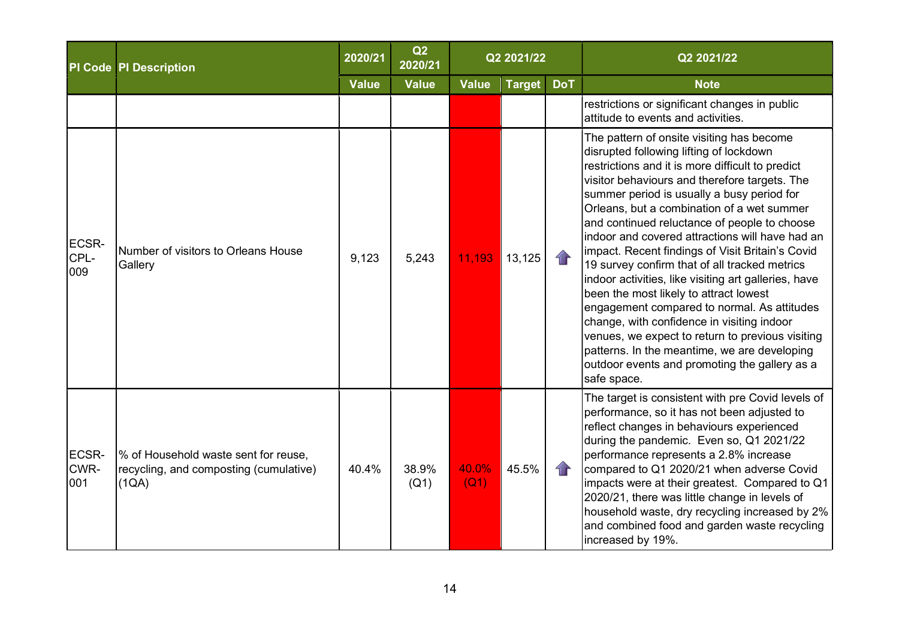| PI Code | PI Description | 2020/21 | Q2 2020/21 | Q2 2021/22 | | | Q2 2021/22 |
|---|---|---|---|---|---|---|---|
| | | Value | Value | Value | Target | DoT | Note |
| | | | | | | | restrictions or significant changes in public attitude to events and activities. |
| ECSR-CPL-009 | Number of visitors to Orleans House Gallery | 9,123 | 5,243 | 11,193 | 13,125 | ↑ | The pattern of onsite visiting has become disrupted following lifting of lockdown restrictions and it is more difficult to predict visitor behaviours and therefore targets. The summer period is usually a busy period for Orleans, but a combination of a wet summer and continued reluctance of people to choose indoor and covered attractions will have had an impact. Recent findings of Visit Britain's Covid 19 survey confirm that of all tracked metrics indoor activities, like visiting art galleries, have been the most likely to attract lowest engagement compared to normal. As attitudes change, with confidence in visiting indoor venues, we expect to return to previous visiting patterns. In the meantime, we are developing outdoor events and promoting the gallery as a safe space. |
| ECSR-CWR-001 | % of Household waste sent for reuse, recycling, and composting (cumulative) (1QA) | 40.4% | 38.9% (Q1) | 40.0% (Q1) | 45.5% | ↑ | The target is consistent with pre Covid levels of performance, so it has not been adjusted to reflect changes in behaviours experienced during the pandemic. Even so, Q1 2021/22 performance represents a 2.8% increase compared to Q1 2020/21 when adverse Covid impacts were at their greatest. Compared to Q1 2020/21, there was little change in levels of household waste, dry recycling increased by 2% and combined food and garden waste recycling increased by 19%. |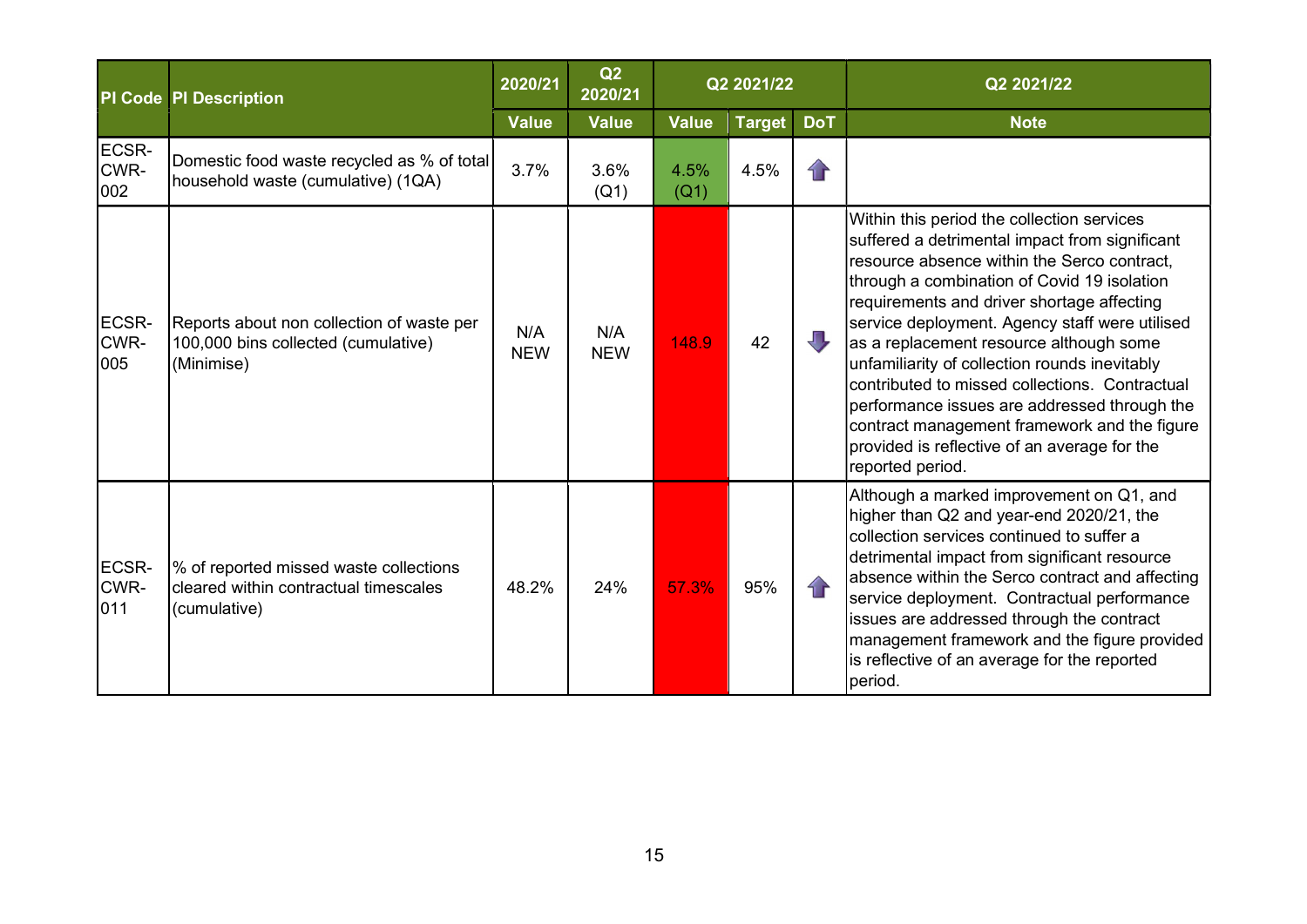| PI Code | PI Description | 2020/21 | Q2 2020/21 | Q2 2021/22 | | | Q2 2021/22 |
|---|---|---|---|---|---|---|---|
| | | Value | Value | Value | Target | DoT | Note |
| ECSR-CWR-002 | Domestic food waste recycled as % of total household waste (cumulative) (1QA) | 3.7% | 3.6% (Q1) | 4.5% (Q1) | 4.5% | ⬆ | |
| ECSR-CWR-005 | Reports about non collection of waste per 100,000 bins collected (cumulative) (Minimise) | N/A NEW | N/A NEW | 148.9 | 42 | ⬇ | Within this period the collection services suffered a detrimental impact from significant resource absence within the Serco contract, through a combination of Covid 19 isolation requirements and driver shortage affecting service deployment. Agency staff were utilised as a replacement resource although some unfamiliarity of collection rounds inevitably contributed to missed collections. Contractual performance issues are addressed through the contract management framework and the figure provided is reflective of an average for the reported period. |
| ECSR-CWR-011 | % of reported missed waste collections cleared within contractual timescales (cumulative) | 48.2% | 24% | 57.3% | 95% | ⬆ | Although a marked improvement on Q1, and higher than Q2 and year-end 2020/21, the collection services continued to suffer a detrimental impact from significant resource absence within the Serco contract and affecting service deployment. Contractual performance issues are addressed through the contract management framework and the figure provided is reflective of an average for the reported period. |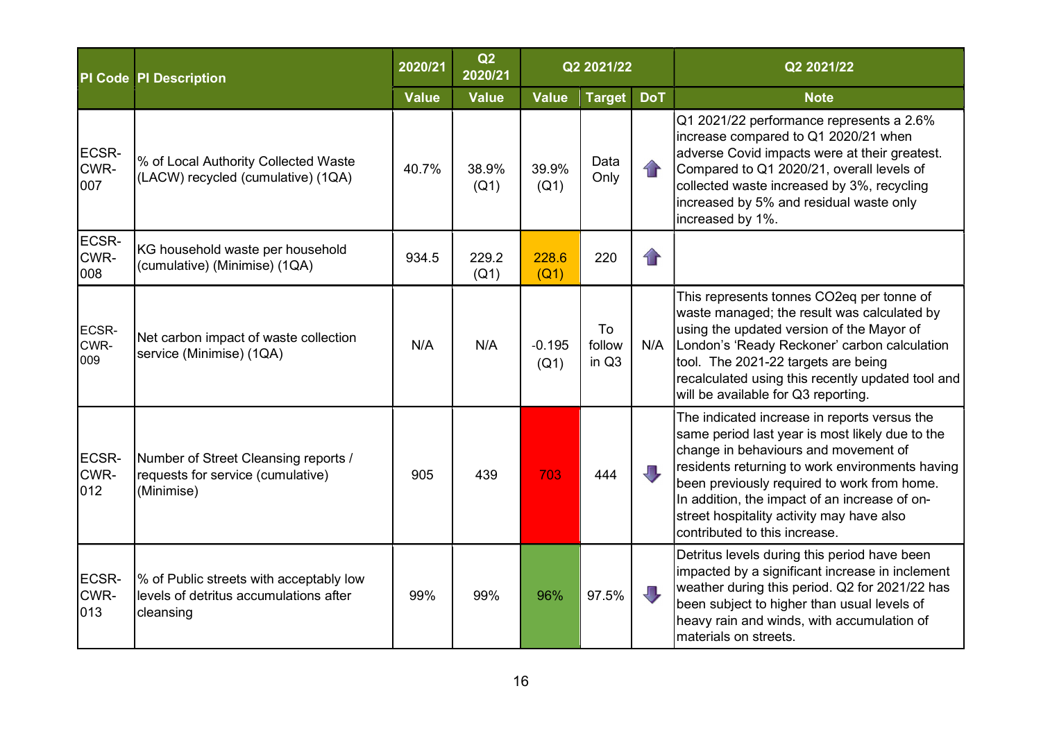| PI Code | PI Description | 2020/21 | Q2 2020/21 | Q2 2021/22 | | | Q2 2021/22 |
|---|---|---|---|---|---|---|---|
| | | Value | Value | Value | Target | DoT | Note |
| ECSR-CWR-007 | % of Local Authority Collected Waste (LACW) recycled (cumulative) (1QA) | 40.7% | 38.9% (Q1) | 39.9% (Q1) | Data Only | ↑ | Q1 2021/22 performance represents a 2.6% increase compared to Q1 2020/21 when adverse Covid impacts were at their greatest. Compared to Q1 2020/21, overall levels of collected waste increased by 3%, recycling increased by 5% and residual waste only increased by 1%. |
| ECSR-CWR-008 | KG household waste per household (cumulative) (Minimise) (1QA) | 934.5 | 229.2 (Q1) | 228.6 (Q1) | 220 | ↑ | |
| ECSR-CWR-009 | Net carbon impact of waste collection service (Minimise) (1QA) | N/A | N/A | -0.195 (Q1) | To follow in Q3 | N/A | This represents tonnes CO2eq per tonne of waste managed; the result was calculated by using the updated version of the Mayor of London's 'Ready Reckoner' carbon calculation tool. The 2021-22 targets are being recalculated using this recently updated tool and will be available for Q3 reporting. |
| ECSR-CWR-012 | Number of Street Cleansing reports / requests for service (cumulative) (Minimise) | 905 | 439 | 703 | 444 | ↓ | The indicated increase in reports versus the same period last year is most likely due to the change in behaviours and movement of residents returning to work environments having been previously required to work from home. In addition, the impact of an increase of on-street hospitality activity may have also contributed to this increase. |
| ECSR-CWR-013 | % of Public streets with acceptably low levels of detritus accumulations after cleansing | 99% | 99% | 96% | 97.5% | ↓ | Detritus levels during this period have been impacted by a significant increase in inclement weather during this period. Q2 for 2021/22 has been subject to higher than usual levels of heavy rain and winds, with accumulation of materials on streets. |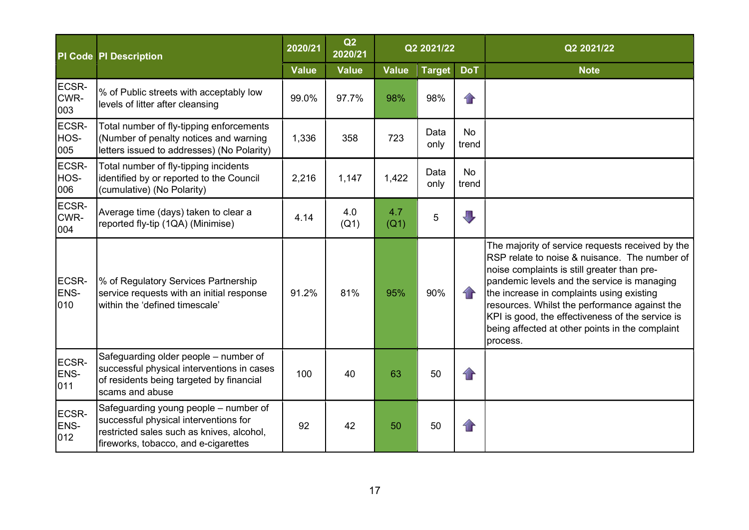| PI Code | PI Description | 2020/21 | Q2 2020/21 | Q2 2021/22 | | | Q2 2021/22 |
|---|---|---|---|---|---|---|---|
| | | Value | Value | Value | Target | DoT | Note |
| ECSR-CWR-003 | % of Public streets with acceptably low levels of litter after cleansing | 99.0% | 97.7% | 98% | 98% | ⬆ | |
| ECSR-HOS-005 | Total number of fly-tipping enforcements (Number of penalty notices and warning letters issued to addresses) (No Polarity) | 1,336 | 358 | 723 | Data only | No trend | |
| ECSR-HOS-006 | Total number of fly-tipping incidents identified by or reported to the Council (cumulative) (No Polarity) | 2,216 | 1,147 | 1,422 | Data only | No trend | |
| ECSR-CWR-004 | Average time (days) taken to clear a reported fly-tip (1QA) (Minimise) | 4.14 | 4.0 (Q1) | 4.7 (Q1) | 5 | ⬇ | |
| ECSR-ENS-010 | % of Regulatory Services Partnership service requests with an initial response within the 'defined timescale' | 91.2% | 81% | 95% | 90% | ⬆ | The majority of service requests received by the RSP relate to noise & nuisance. The number of noise complaints is still greater than pre-pandemic levels and the service is managing the increase in complaints using existing resources. Whilst the performance against the KPI is good, the effectiveness of the service is being affected at other points in the complaint process. |
| ECSR-ENS-011 | Safeguarding older people – number of successful physical interventions in cases of residents being targeted by financial scams and abuse | 100 | 40 | 63 | 50 | ⬆ | |
| ECSR-ENS-012 | Safeguarding young people – number of successful physical interventions for restricted sales such as knives, alcohol, fireworks, tobacco, and e-cigarettes | 92 | 42 | 50 | 50 | ⬆ | |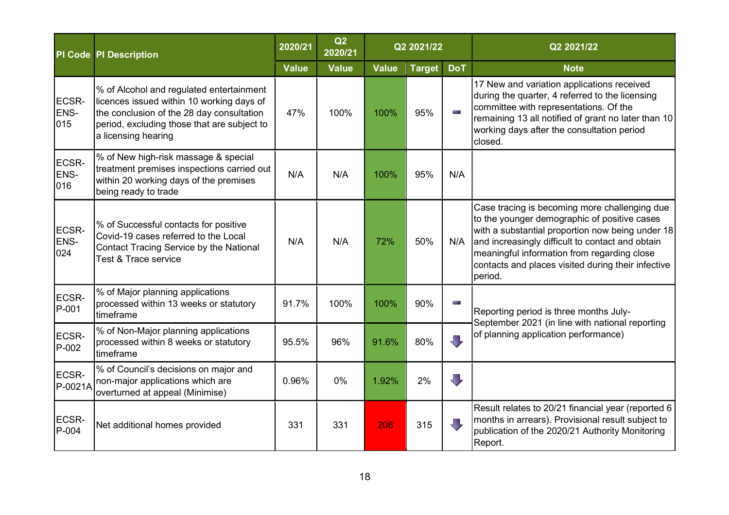| PI Code | PI Description | 2020/21 | Q2 2020/21 | Q2 2021/22 | | | Q2 2021/22 |
|---|---|---|---|---|---|---|---|
| | | Value | Value | Value | Target | DoT | Note |
| ECSR-ENS-015 | % of Alcohol and regulated entertainment licences issued within 10 working days of the conclusion of the 28 day consultation period, excluding those that are subject to a licensing hearing | 47% | 100% | 100% | 95% | ▬ | 17 New and variation applications received during the quarter, 4 referred to the licensing committee with representations. Of the remaining 13 all notified of grant no later than 10 working days after the consultation period closed. |
| ECSR-ENS-016 | % of New high-risk massage & special treatment premises inspections carried out within 20 working days of the premises being ready to trade | N/A | N/A | 100% | 95% | N/A | |
| ECSR-ENS-024 | % of Successful contacts for positive Covid-19 cases referred to the Local Contact Tracing Service by the National Test & Trace service | N/A | N/A | 72% | 50% | N/A | Case tracing is becoming more challenging due to the younger demographic of positive cases with a substantial proportion now being under 18 and increasingly difficult to contact and obtain meaningful information from regarding close contacts and places visited during their infective period. |
| ECSR-P-001 | % of Major planning applications processed within 13 weeks or statutory timeframe | 91.7% | 100% | 100% | 90% | ▬ | Reporting period is three months July-September 2021 (in line with national reporting of planning application performance) |
| ECSR-P-002 | % of Non-Major planning applications processed within 8 weeks or statutory timeframe | 95.5% | 96% | 91.6% | 80% | ⬇ | |
| ECSR-P-0021A | % of Council's decisions on major and non-major applications which are overturned at appeal (Minimise) | 0.96% | 0% | 1.92% | 2% | ⬇ | |
| ECSR-P-004 | Net additional homes provided | 331 | 331 | 208 | 315 | ⬇ | Result relates to 20/21 financial year (reported 6 months in arrears). Provisional result subject to publication of the 2020/21 Authority Monitoring Report. |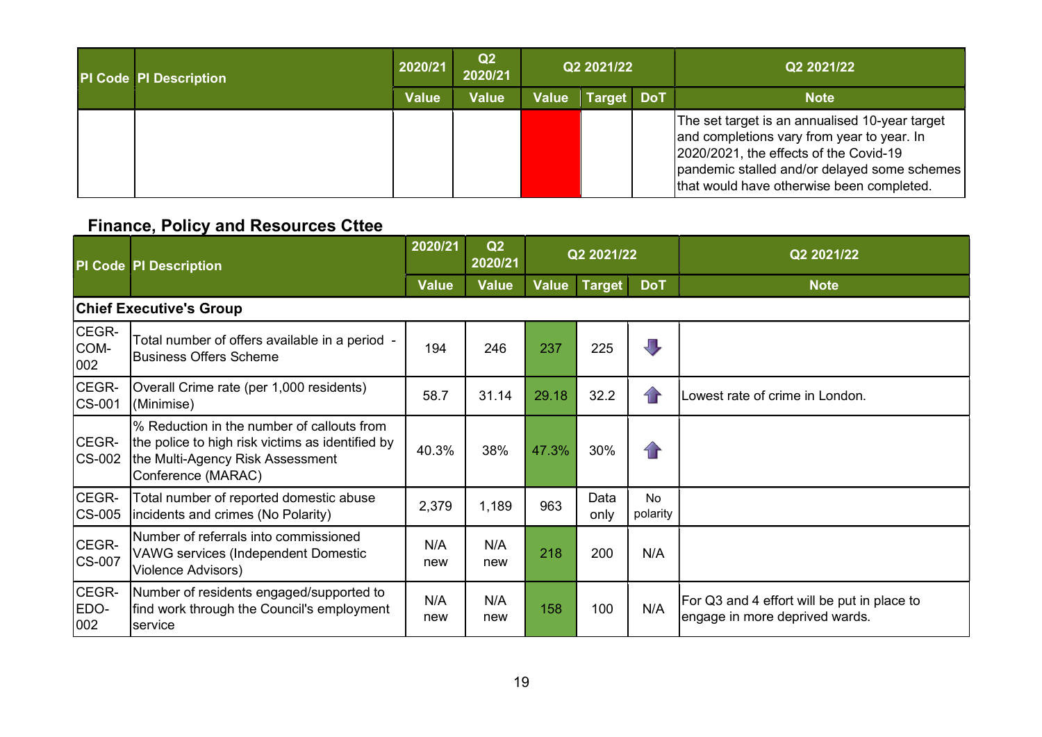| PI Code | PI Description | 2020/21 | Q2 2020/21 | Q2 2021/22 | | | Q2 2021/22 |
|---|---|---|---|---|---|---|---|
| | | Value | Value | Value | Target | DoT | Note |
| | | | | | | | The set target is an annualised 10-year target and completions vary from year to year. In 2020/2021, the effects of the Covid-19 pandemic stalled and/or delayed some schemes that would have otherwise been completed. |

## Finance, Policy and Resources Cttee

| PI Code | PI Description | 2020/21 | Q2 2020/21 | Q2 2021/22 | | | Q2 2021/22 |
|---|---|---|---|---|---|---|---|
| | | Value | Value | Value | Target | DoT | Note |
| **Chief Executive's Group** | | | | | | | |
| CEGR-COM-002 | Total number of offers available in a period - Business Offers Scheme | 194 | 246 | 237 | 225 | ⬇ | |
| CEGR-CS-001 | Overall Crime rate (per 1,000 residents) (Minimise) | 58.7 | 31.14 | 29.18 | 32.2 | ⬆ | Lowest rate of crime in London. |
| CEGR-CS-002 | % Reduction in the number of callouts from the police to high risk victims as identified by the Multi-Agency Risk Assessment Conference (MARAC) | 40.3% | 38% | 47.3% | 30% | ⬆ | |
| CEGR-CS-005 | Total number of reported domestic abuse incidents and crimes (No Polarity) | 2,379 | 1,189 | 963 | Data only | No polarity | |
| CEGR-CS-007 | Number of referrals into commissioned VAWG services (Independent Domestic Violence Advisors) | N/A new | N/A new | 218 | 200 | N/A | |
| CEGR-EDO-002 | Number of residents engaged/supported to find work through the Council's employment service | N/A new | N/A new | 158 | 100 | N/A | For Q3 and 4 effort will be put in place to engage in more deprived wards. |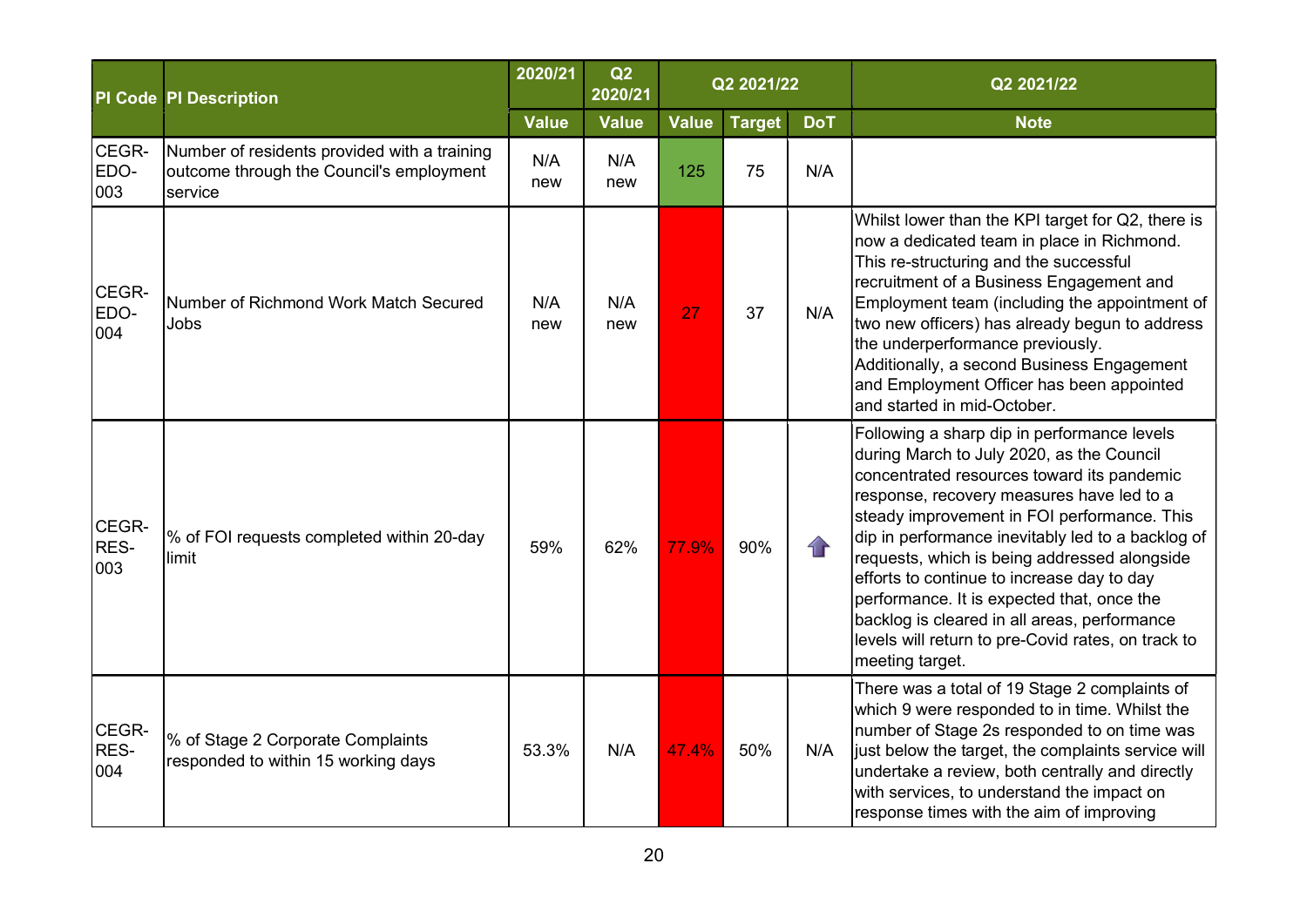| PI Code | PI Description | 2020/21 | Q2 2020/21 | Q2 2021/22 | | | Q2 2021/22 |
|---|---|---|---|---|---|---|---|
| | | Value | Value | Value | Target | DoT | Note |
| CEGR-EDO-003 | Number of residents provided with a training outcome through the Council's employment service | N/A new | N/A new | 125 | 75 | N/A | |
| CEGR-EDO-004 | Number of Richmond Work Match Secured Jobs | N/A new | N/A new | 27 | 37 | N/A | Whilst lower than the KPI target for Q2, there is now a dedicated team in place in Richmond. This re-structuring and the successful recruitment of a Business Engagement and Employment team (including the appointment of two new officers) has already begun to address the underperformance previously. Additionally, a second Business Engagement and Employment Officer has been appointed and started in mid-October. |
| CEGR-RES-003 | % of FOI requests completed within 20-day limit | 59% | 62% | 77.9% | 90% | ⬆ | Following a sharp dip in performance levels during March to July 2020, as the Council concentrated resources toward its pandemic response, recovery measures have led to a steady improvement in FOI performance. This dip in performance inevitably led to a backlog of requests, which is being addressed alongside efforts to continue to increase day to day performance. It is expected that, once the backlog is cleared in all areas, performance levels will return to pre-Covid rates, on track to meeting target. |
| CEGR-RES-004 | % of Stage 2 Corporate Complaints responded to within 15 working days | 53.3% | N/A | 47.4% | 50% | N/A | There was a total of 19 Stage 2 complaints of which 9 were responded to in time. Whilst the number of Stage 2s responded to on time was just below the target, the complaints service will undertake a review, both centrally and directly with services, to understand the impact on response times with the aim of improving |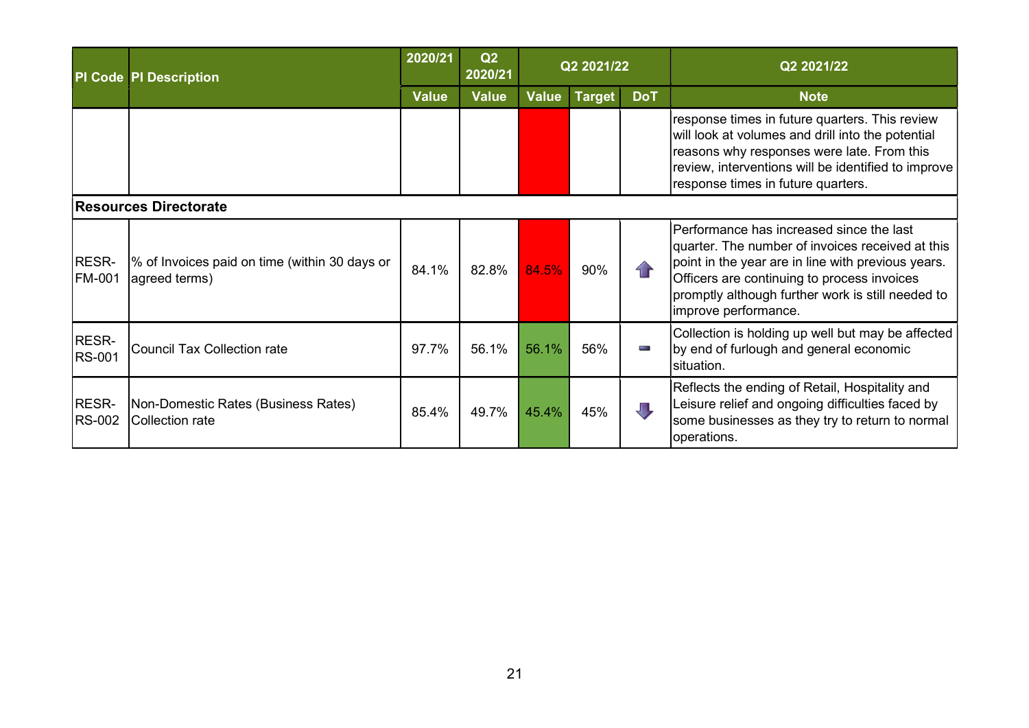| PI Code | PI Description | 2020/21 | Q2 2020/21 | Q2 2021/22 | | | Q2 2021/22 |
|---|---|---|---|---|---|---|---|
| | | Value | Value | Value | Target | DoT | Note |
| | | | | | | | response times in future quarters. This review will look at volumes and drill into the potential reasons why responses were late. From this review, interventions will be identified to improve response times in future quarters. |
| **Resources Directorate** | | | | | | | |
| RESR-FM-001 | % of Invoices paid on time (within 30 days or agreed terms) | 84.1% | 82.8% | 84.5% | 90% | ↑ | Performance has increased since the last quarter. The number of invoices received at this point in the year are in line with previous years. Officers are continuing to process invoices promptly although further work is still needed to improve performance. |
| RESR-RS-001 | Council Tax Collection rate | 97.7% | 56.1% | 56.1% | 56% | ▬ | Collection is holding up well but may be affected by end of furlough and general economic situation. |
| RESR-RS-002 | Non-Domestic Rates (Business Rates) Collection rate | 85.4% | 49.7% | 45.4% | 45% | ↓ | Reflects the ending of Retail, Hospitality and Leisure relief and ongoing difficulties faced by some businesses as they try to return to normal operations. |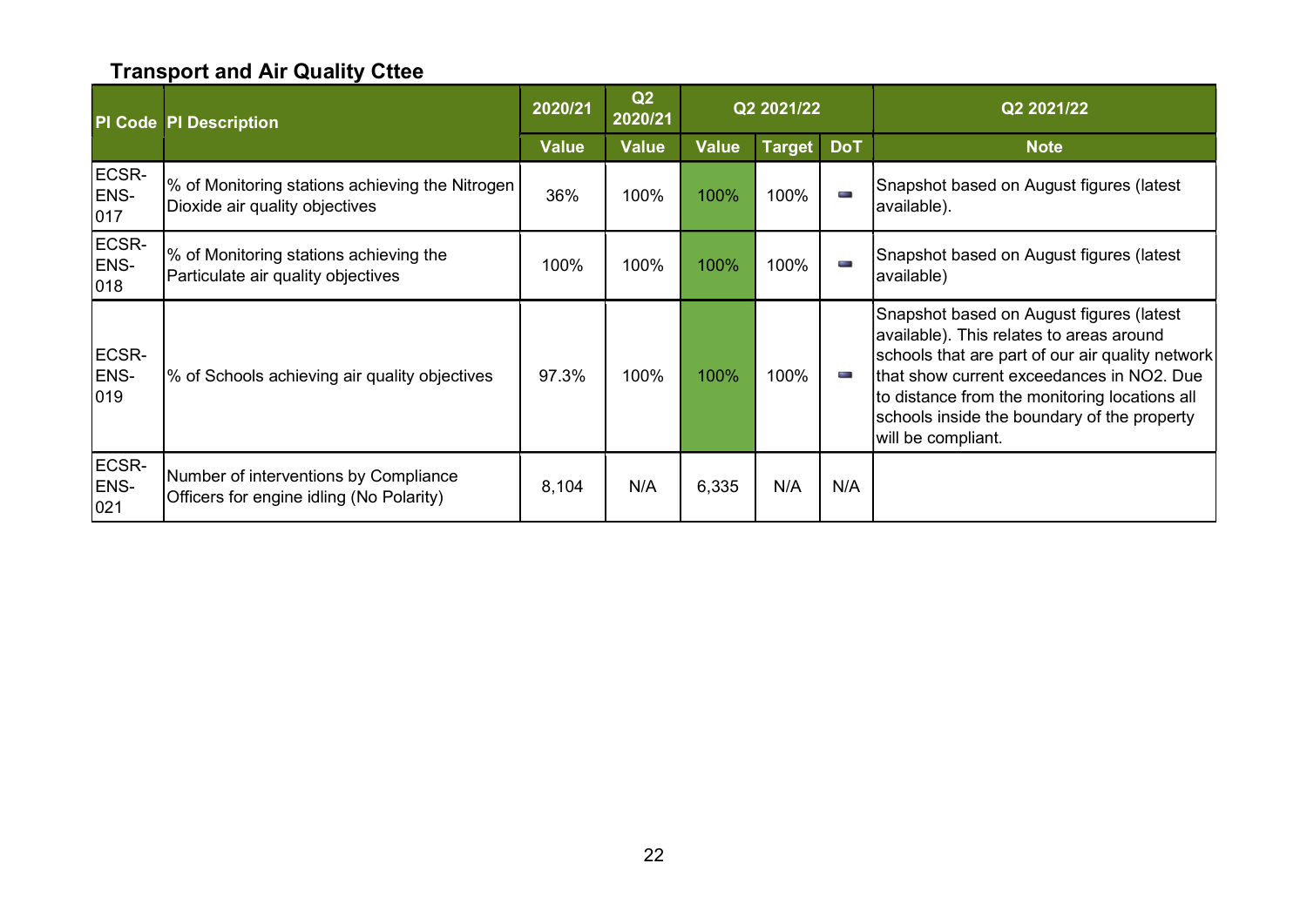## Transport and Air Quality Cttee

| PI Code | PI Description | 2020/21 | Q2 2020/21 | Q2 2021/22 | | | Q2 2021/22 |
|---|---|---|---|---|---|---|---|
| | | Value | Value | Value | Target | DoT | Note |
| ECSR-ENS-017 | % of Monitoring stations achieving the Nitrogen Dioxide air quality objectives | 36% | 100% | 100% | 100% | | Snapshot based on August figures (latest available). |
| ECSR-ENS-018 | % of Monitoring stations achieving the Particulate air quality objectives | 100% | 100% | 100% | 100% | | Snapshot based on August figures (latest available) |
| ECSR-ENS-019 | % of Schools achieving air quality objectives | 97.3% | 100% | 100% | 100% | | Snapshot based on August figures (latest available). This relates to areas around schools that are part of our air quality network that show current exceedances in NO2. Due to distance from the monitoring locations all schools inside the boundary of the property will be compliant. |
| ECSR-ENS-021 | Number of interventions by Compliance Officers for engine idling (No Polarity) | 8,104 | N/A | 6,335 | N/A | N/A | |